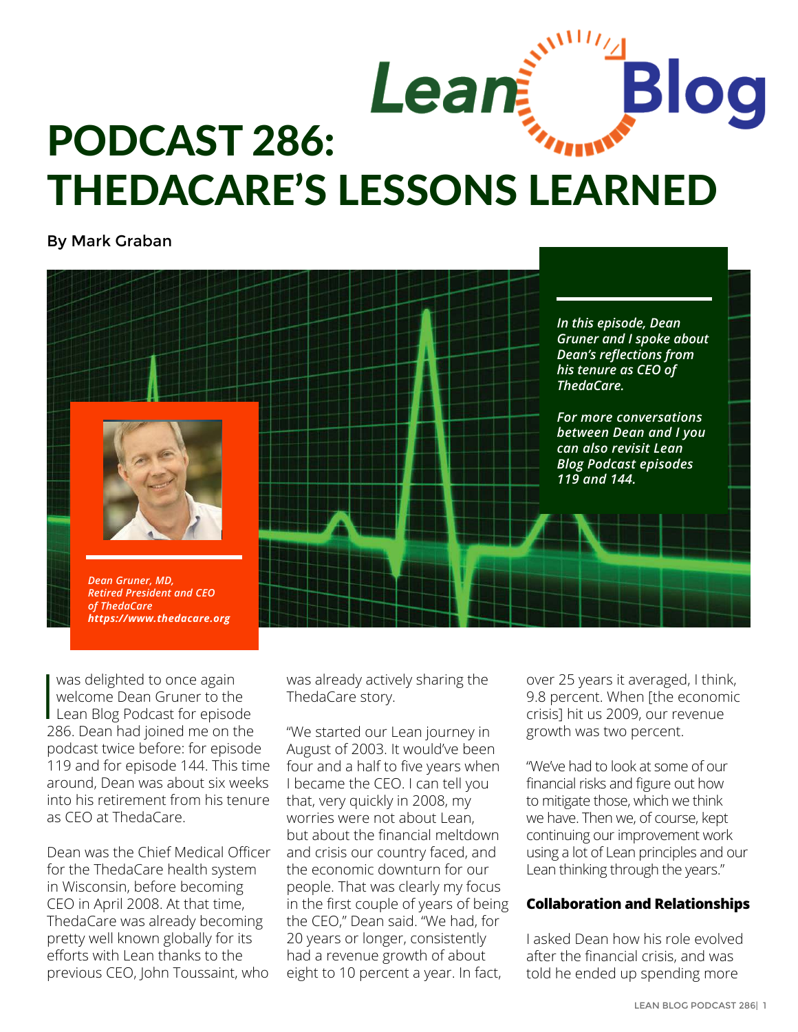Lean Blog

# PODCAST 286: THEDACARE'S LESSONS LEARNED

By Mark Graban

*In this episode, Dean Gruner and I spoke about Dean's reflections from his tenure as CEO of ThedaCare.*

*For more conversations between Dean and I you can also revisit Lean Blog Podcast episodes 119 and 144.*

*Dean Gruner, MD, Retired President and CEO of ThedaCare https://www.thedacare.org*

I was delighted to once again welcome Dean Gruner to the Lean Blog Podcast for episode 286. Dean had joined me on the podcast twice before: for episode 119 and for episode 144. This time around, Dean was about six weeks into his retirement from his tenure as CEO at ThedaCare.

Dean was the Chief Medical Officer for the ThedaCare health system in Wisconsin, before becoming CEO in April 2008. At that time, ThedaCare was already becoming pretty well known globally for its efforts with Lean thanks to the previous CEO, John Toussaint, who was already actively sharing the ThedaCare story.

"We started our Lean journey in August of 2003. It would've been four and a half to five years when I became the CEO. I can tell you that, very quickly in 2008, my worries were not about Lean, but about the financial meltdown and crisis our country faced, and the economic downturn for our people. That was clearly my focus in the first couple of years of being the CEO," Dean said. "We had, for 20 years or longer, consistently had a revenue growth of about eight to 10 percent a year. In fact, over 25 years it averaged, I think, 9.8 percent. When [the economic crisis] hit us 2009, our revenue growth was two percent.

"We've had to look at some of our financial risks and figure out how to mitigate those, which we think we have. Then we, of course, kept continuing our improvement work using a lot of Lean principles and our Lean thinking through the years."

### Collaboration and Relationships

I asked Dean how his role evolved after the financial crisis, and was told he ended up spending more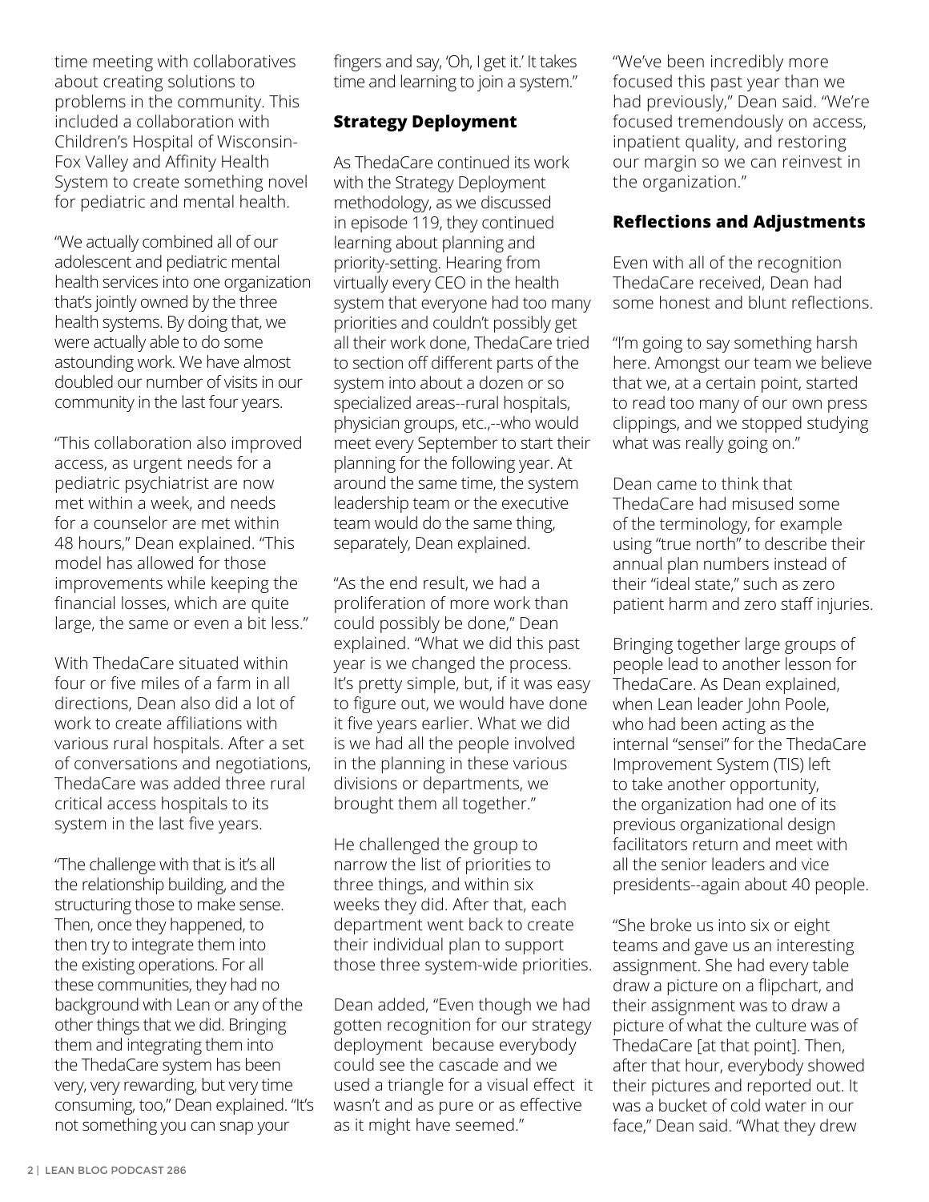time meeting with collaboratives about creating solutions to problems in the community. This included a collaboration with Children's Hospital of Wisconsin-Fox Valley and Affinity Health System to create something novel for pediatric and mental health.

"We actually combined all of our adolescent and pediatric mental health services into one organization that's jointly owned by the three health systems. By doing that, we were actually able to do some astounding work. We have almost doubled our number of visits in our community in the last four years.

"This collaboration also improved access, as urgent needs for a pediatric psychiatrist are now met within a week, and needs for a counselor are met within 48 hours," Dean explained. "This model has allowed for those improvements while keeping the financial losses, which are quite large, the same or even a bit less."

With ThedaCare situated within four or five miles of a farm in all directions, Dean also did a lot of work to create affiliations with various rural hospitals. After a set of conversations and negotiations, ThedaCare was added three rural critical access hospitals to its system in the last five years.

"The challenge with that is it's all the relationship building, and the structuring those to make sense. Then, once they happened, to then try to integrate them into the existing operations. For all these communities, they had no background with Lean or any of the other things that we did. Bringing them and integrating them into the ThedaCare system has been very, very rewarding, but very time consuming, too," Dean explained. "It's not something you can snap your fingers and say, 'Oh, I get it.' It takes time and learning to join a system."

## Strategy Deployment

As ThedaCare continued its work with the Strategy Deployment methodology, as we discussed in episode 119, they continued learning about planning and priority-setting. Hearing from virtually every CEO in the health system that everyone had too many priorities and couldn't possibly get all their work done, ThedaCare tried to section off different parts of the system into about a dozen or so specialized areas--rural hospitals, physician groups, etc.,--who would meet every September to start their planning for the following year. At around the same time, the system leadership team or the executive team would do the same thing, separately, Dean explained.

"As the end result, we had a proliferation of more work than could possibly be done," Dean explained. "What we did this past year is we changed the process. It's pretty simple, but, if it was easy to figure out, we would have done it five years earlier. What we did is we had all the people involved in the planning in these various divisions or departments, we brought them all together."

He challenged the group to narrow the list of priorities to three things, and within six weeks they did. After that, each department went back to create their individual plan to support those three system-wide priorities.

Dean added, "Even though we had gotten recognition for our strategy deployment because everybody could see the cascade and we used a triangle for a visual effect it wasn't and as pure or as effective as it might have seemed."

"We've been incredibly more focused this past year than we had previously," Dean said. "We're focused tremendously on access, inpatient quality, and restoring our margin so we can reinvest in the organization."

## Reflections and Adjustments

Even with all of the recognition ThedaCare received, Dean had some honest and blunt reflections.

"I'm going to say something harsh here. Amongst our team we believe that we, at a certain point, started to read too many of our own press clippings, and we stopped studying what was really going on."

Dean came to think that ThedaCare had misused some of the terminology, for example using "true north" to describe their annual plan numbers instead of their "ideal state," such as zero patient harm and zero staff injuries.

Bringing together large groups of people lead to another lesson for ThedaCare. As Dean explained, when Lean leader John Poole, who had been acting as the internal "sensei" for the ThedaCare Improvement System (TIS) left to take another opportunity, the organization had one of its previous organizational design facilitators return and meet with all the senior leaders and vice presidents--again about 40 people.

"She broke us into six or eight teams and gave us an interesting assignment. She had every table draw a picture on a flipchart, and their assignment was to draw a picture of what the culture was of ThedaCare [at that point]. Then, after that hour, everybody showed their pictures and reported out. It was a bucket of cold water in our face," Dean said. "What they drew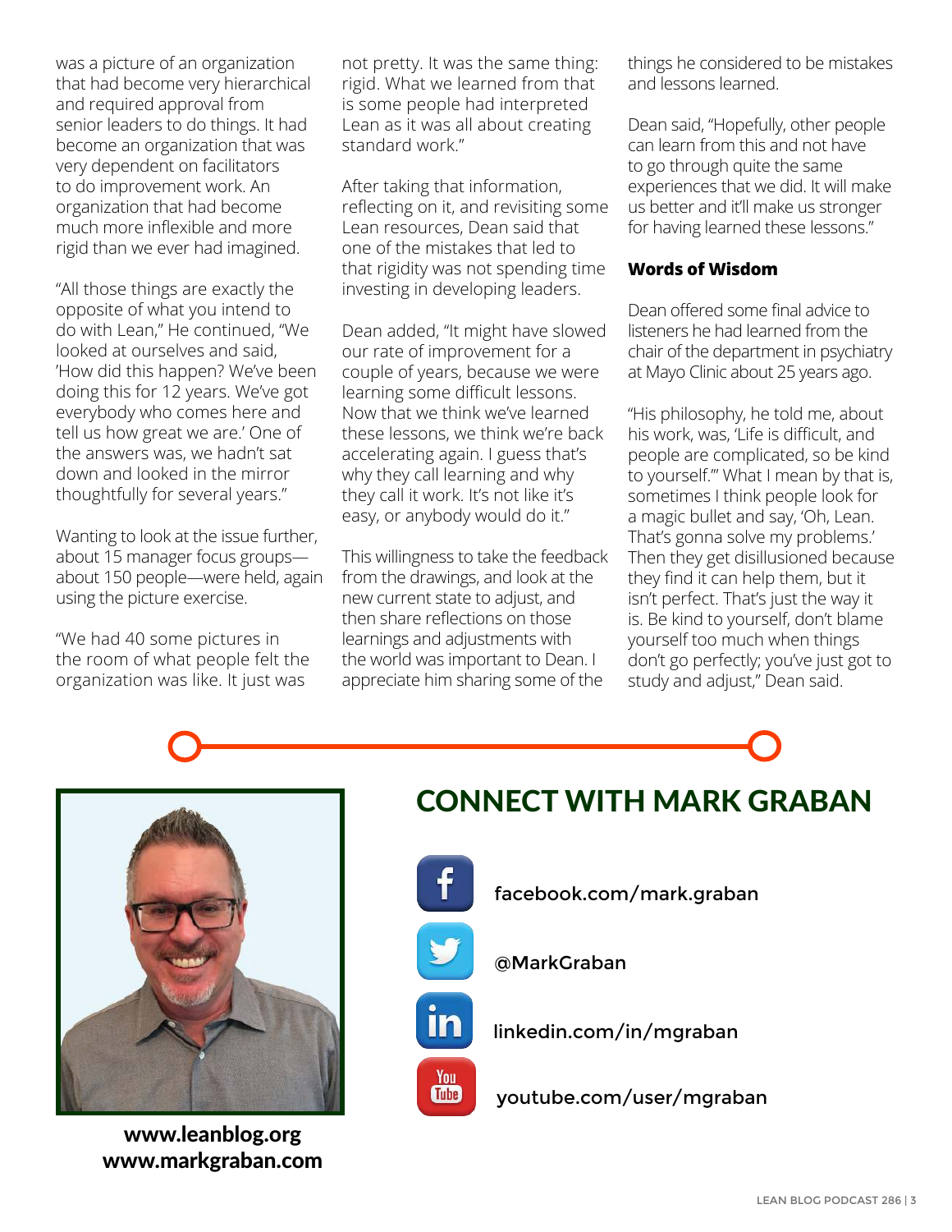was a picture of an organization that had become very hierarchical and required approval from senior leaders to do things. It had become an organization that was very dependent on facilitators to do improvement work. An organization that had become much more inflexible and more rigid than we ever had imagined.

"All those things are exactly the opposite of what you intend to do with Lean," He continued, "We looked at ourselves and said, 'How did this happen? We've been doing this for 12 years. We've got everybody who comes here and tell us how great we are.' One of the answers was, we hadn't sat down and looked in the mirror thoughtfully for several years."

Wanting to look at the issue further, about 15 manager focus groups—about 150 people—were held, again using the picture exercise.

"We had 40 some pictures in the room of what people felt the organization was like. It just was not pretty. It was the same thing: rigid. What we learned from that is some people had interpreted Lean as it was all about creating standard work."

After taking that information, reflecting on it, and revisiting some Lean resources, Dean said that one of the mistakes that led to that rigidity was not spending time investing in developing leaders.

Dean added, "It might have slowed our rate of improvement for a couple of years, because we were learning some difficult lessons. Now that we think we've learned these lessons, we think we're back accelerating again. I guess that's why they call learning and why they call it work. It's not like it's easy, or anybody would do it."

This willingness to take the feedback from the drawings, and look at the new current state to adjust, and then share reflections on those learnings and adjustments with the world was important to Dean. I appreciate him sharing some of the things he considered to be mistakes and lessons learned.

Dean said, "Hopefully, other people can learn from this and not have to go through quite the same experiences that we did. It will make us better and it'll make us stronger for having learned these lessons."

### Words of Wisdom

Dean offered some final advice to listeners he had learned from the chair of the department in psychiatry at Mayo Clinic about 25 years ago.

"His philosophy, he told me, about his work, was, 'Life is difficult, and people are complicated, so be kind to yourself.'" What I mean by that is, sometimes I think people look for a magic bullet and say, 'Oh, Lean. That's gonna solve my problems.' Then they get disillusioned because they find it can help them, but it isn't perfect. That's just the way it is. Be kind to yourself, don't blame yourself too much when things don't go perfectly; you've just got to study and adjust," Dean said.

**www.leanblog.org**
**www.markgraban.com**

## CONNECT WITH MARK GRABAN

facebook.com/mark.graban

@MarkGraban

linkedin.com/in/mgraban

youtube.com/user/mgraban